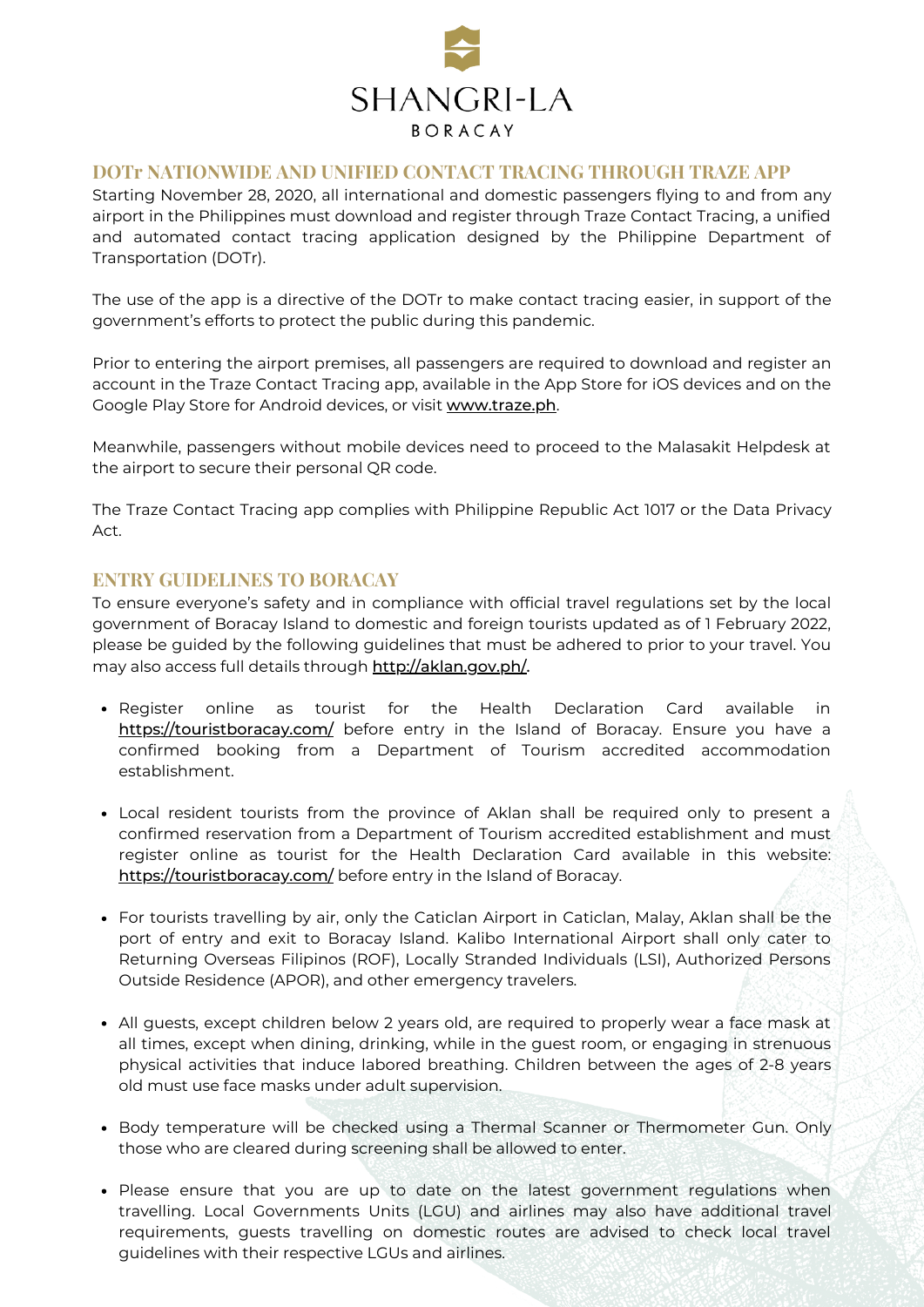# SHANGRI-LA

BORACAY

## DOTr NATIONWIDE AND UNIFIED CONTACT TRACING THROUGH TRAZE APP

Starting November 28, 2020, all international and domestic passengers flying to and from any airport in the Philippines must download and register through Traze Contact Tracing, a unified and automated contact tracing application designed by the Philippine Department of Transportation (DOTr).

The use of the app is a directive of the DOTr to make contact tracing easier, in support of the government's efforts to protect the public during this pandemic.

Prior to entering the airport premises, all passengers are required to download and register an account in the Traze Contact Tracing app, available in the App Store for iOS devices and on the Google Play Store for Android devices, or visit www.traze.ph.

Meanwhile, passengers without mobile devices need to proceed to the Malasakit Helpdesk at the airport to secure their personal QR code.

The Traze Contact Tracing app complies with Philippine Republic Act 1017 or the Data Privacy Act.

## ENTRY GUIDELINES TO BORACAY

To ensure everyone's safety and in compliance with official travel regulations set by the local government of Boracay Island to domestic and foreign tourists updated as of 1 February 2022, please be guided by the following guidelines that must be adhered to prior to your travel. You may also access full details through http://aklan.gov.ph/.

- Register online as tourist for the Health Declaration Card available in https://touristboracay.com/ before entry in the Island of Boracay. Ensure you have a confirmed booking from a Department of Tourism accredited accommodation establishment.

- Local resident tourists from the province of Aklan shall be required only to present a confirmed reservation from a Department of Tourism accredited establishment and must register online as tourist for the Health Declaration Card available in this website: https://touristboracay.com/ before entry in the Island of Boracay.

- For tourists travelling by air, only the Caticlan Airport in Caticlan, Malay, Aklan shall be the port of entry and exit to Boracay Island. Kalibo International Airport shall only cater to Returning Overseas Filipinos (ROF), Locally Stranded Individuals (LSI), Authorized Persons Outside Residence (APOR), and other emergency travelers.

- All guests, except children below 2 years old, are required to properly wear a face mask at all times, except when dining, drinking, while in the guest room, or engaging in strenuous physical activities that induce labored breathing. Children between the ages of 2-8 years old must use face masks under adult supervision.

- Body temperature will be checked using a Thermal Scanner or Thermometer Gun. Only those who are cleared during screening shall be allowed to enter.

- Please ensure that you are up to date on the latest government regulations when travelling. Local Governments Units (LGU) and airlines may also have additional travel requirements, guests travelling on domestic routes are advised to check local travel guidelines with their respective LGUs and airlines.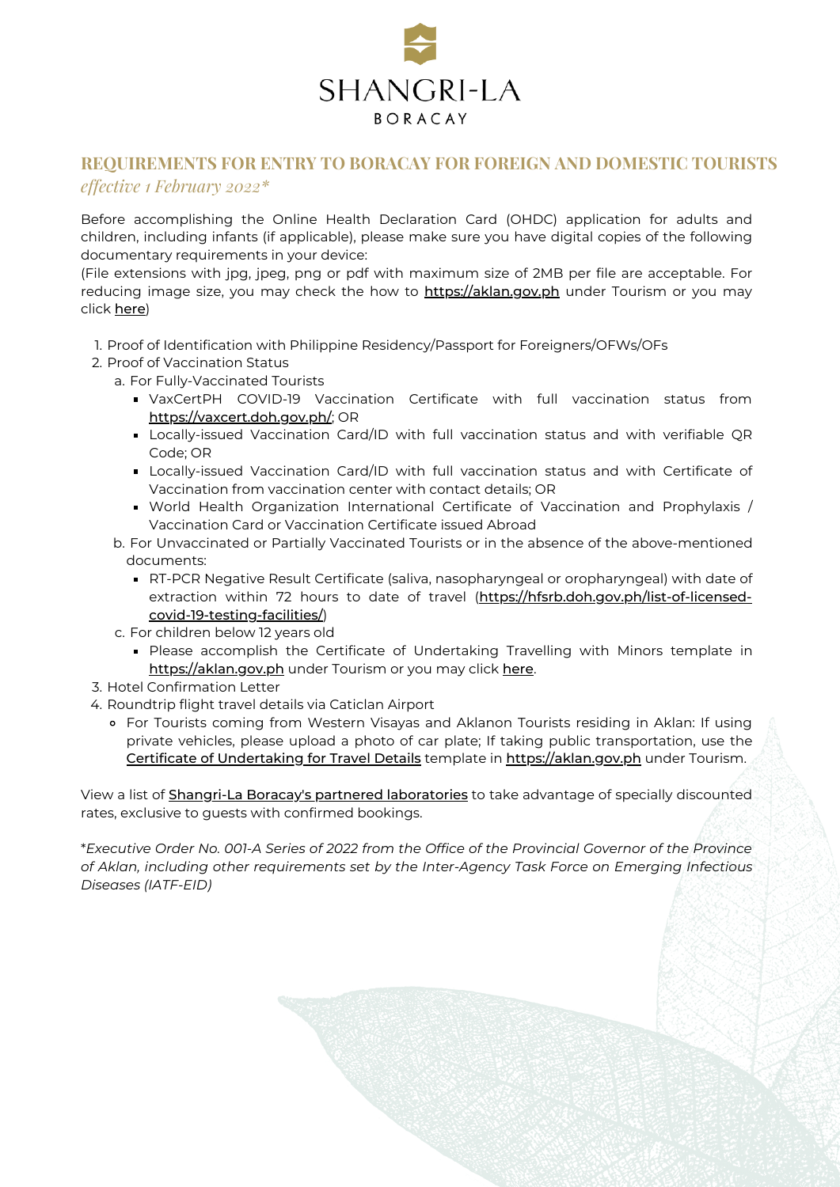SHANGRI-LA

BORACAY

## REQUIREMENTS FOR ENTRY TO BORACAY FOR FOREIGN AND DOMESTIC TOURISTS

*effective 1 February 2022**

Before accomplishing the Online Health Declaration Card (OHDC) application for adults and children, including infants (if applicable), please make sure you have digital copies of the following documentary requirements in your device:

(File extensions with jpg, jpeg, png or pdf with maximum size of 2MB per file are acceptable. For reducing image size, you may check the how to https://aklan.gov.ph under Tourism or you may click here)

1. Proof of Identification with Philippine Residency/Passport for Foreigners/OFWs/OFs
2. Proof of Vaccination Status
   a. For Fully-Vaccinated Tourists
      - VaxCertPH COVID-19 Vaccination Certificate with full vaccination status from https://vaxcert.doh.gov.ph/; OR
      - Locally-issued Vaccination Card/ID with full vaccination status and with verifiable QR Code; OR
      - Locally-issued Vaccination Card/ID with full vaccination status and with Certificate of Vaccination from vaccination center with contact details; OR
      - World Health Organization International Certificate of Vaccination and Prophylaxis / Vaccination Card or Vaccination Certificate issued Abroad

   b. For Unvaccinated or Partially Vaccinated Tourists or in the absence of the above-mentioned documents:
      - RT-PCR Negative Result Certificate (saliva, nasopharyngeal or oropharyngeal) with date of extraction within 72 hours to date of travel (https://hfsrb.doh.gov.ph/list-of-licensed-covid-19-testing-facilities/)

   c. For children below 12 years old
      - Please accomplish the Certificate of Undertaking Travelling with Minors template in https://aklan.gov.ph under Tourism or you may click here.
3. Hotel Confirmation Letter
4. Roundtrip flight travel details via Caticlan Airport
   - For Tourists coming from Western Visayas and Aklanon Tourists residing in Aklan: If using private vehicles, please upload a photo of car plate; If taking public transportation, use the Certificate of Undertaking for Travel Details template in https://aklan.gov.ph under Tourism.

View a list of Shangri-La Boracay's partnered laboratories to take advantage of specially discounted rates, exclusive to guests with confirmed bookings.

**Executive Order No. 001-A Series of 2022 from the Office of the Provincial Governor of the Province of Aklan, including other requirements set by the Inter-Agency Task Force on Emerging Infectious Diseases (IATF-EID)*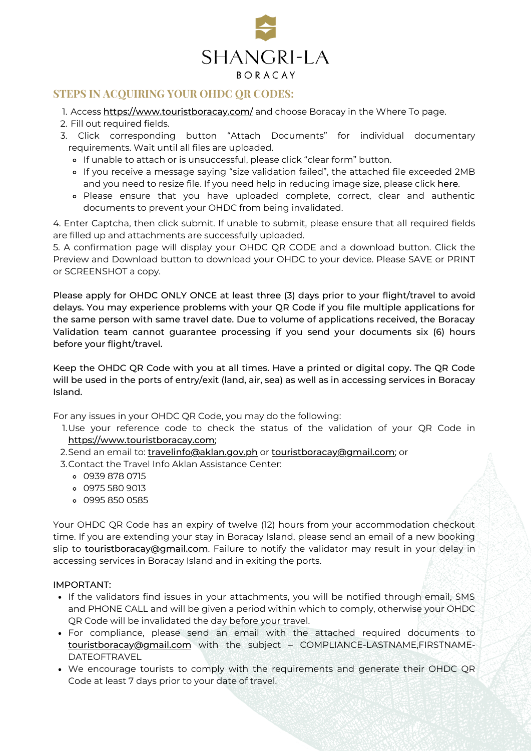SHANGRI-LA

BORACAY

## STEPS IN ACQUIRING YOUR OHDC QR CODES:

1. Access https://www.touristboracay.com/ and choose Boracay in the Where To page.
2. Fill out required fields.
3. Click corresponding button "Attach Documents" for individual documentary requirements. Wait until all files are uploaded.
   - If unable to attach or is unsuccessful, please click "clear form" button.
   - If you receive a message saying "size validation failed", the attached file exceeded 2MB and you need to resize file. If you need help in reducing image size, please click here.
   - Please ensure that you have uploaded complete, correct, clear and authentic documents to prevent your OHDC from being invalidated.

4. Enter Captcha, then click submit. If unable to submit, please ensure that all required fields are filled up and attachments are successfully uploaded.

5. A confirmation page will display your OHDC QR CODE and a download button. Click the Preview and Download button to download your OHDC to your device. Please SAVE or PRINT or SCREENSHOT a copy.

Please apply for OHDC ONLY ONCE at least three (3) days prior to your flight/travel to avoid delays. You may experience problems with your QR Code if you file multiple applications for the same person with same travel date. Due to volume of applications received, the Boracay Validation team cannot guarantee processing if you send your documents six (6) hours before your flight/travel.

Keep the OHDC QR Code with you at all times. Have a printed or digital copy. The QR Code will be used in the ports of entry/exit (land, air, sea) as well as in accessing services in Boracay Island.

For any issues in your OHDC QR Code, you may do the following:

1. Use your reference code to check the status of the validation of your QR Code in https://www.touristboracay.com;
2. Send an email to: travelinfo@aklan.gov.ph or touristboracay@gmail.com; or
3. Contact the Travel Info Aklan Assistance Center:
   - 0939 878 0715
   - 0975 580 9013
   - 0995 850 0585

Your OHDC QR Code has an expiry of twelve (12) hours from your accommodation checkout time. If you are extending your stay in Boracay Island, please send an email of a new booking slip to touristboracay@gmail.com. Failure to notify the validator may result in your delay in accessing services in Boracay Island and in exiting the ports.

IMPORTANT:

- If the validators find issues in your attachments, you will be notified through email, SMS and PHONE CALL and will be given a period within which to comply, otherwise your OHDC QR Code will be invalidated the day before your travel.
- For compliance, please send an email with the attached required documents to touristboracay@gmail.com with the subject – COMPLIANCE-LASTNAME,FIRSTNAME-DATEOFTRAVEL
- We encourage tourists to comply with the requirements and generate their OHDC QR Code at least 7 days prior to your date of travel.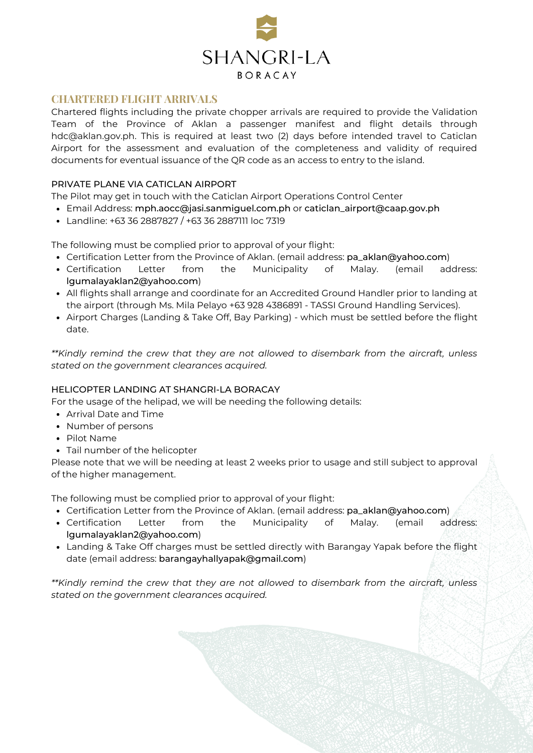# SHANGRI-LA

BORACAY

## CHARTERED FLIGHT ARRIVALS

Chartered flights including the private chopper arrivals are required to provide the Validation Team of the Province of Aklan a passenger manifest and flight details through hdc@aklan.gov.ph. This is required at least two (2) days before intended travel to Caticlan Airport for the assessment and evaluation of the completeness and validity of required documents for eventual issuance of the QR code as an access to entry to the island.

### PRIVATE PLANE VIA CATICLAN AIRPORT

The Pilot may get in touch with the Caticlan Airport Operations Control Center

- Email Address: mph.aocc@jasi.sanmiguel.com.ph or caticlan_airport@caap.gov.ph
- Landline: +63 36 2887827 / +63 36 2887111 loc 7319

The following must be complied prior to approval of your flight:

- Certification Letter from the Province of Aklan. (email address: pa_aklan@yahoo.com)
- Certification Letter from the Municipality of Malay. (email address: lgumalayaklan2@yahoo.com)
- All flights shall arrange and coordinate for an Accredited Ground Handler prior to landing at the airport (through Ms. Mila Pelayo +63 928 4386891 - TASSI Ground Handling Services).
- Airport Charges (Landing & Take Off, Bay Parking) - which must be settled before the flight date.

*\*\*Kindly remind the crew that they are not allowed to disembark from the aircraft, unless stated on the government clearances acquired.*

### HELICOPTER LANDING AT SHANGRI-LA BORACAY

For the usage of the helipad, we will be needing the following details:

- Arrival Date and Time
- Number of persons
- Pilot Name
- Tail number of the helicopter

Please note that we will be needing at least 2 weeks prior to usage and still subject to approval of the higher management.

The following must be complied prior to approval of your flight:

- Certification Letter from the Province of Aklan. (email address: pa_aklan@yahoo.com)
- Certification Letter from the Municipality of Malay. (email address: lgumalayaklan2@yahoo.com)
- Landing & Take Off charges must be settled directly with Barangay Yapak before the flight date (email address: barangayhallyapak@gmail.com)

*\*\*Kindly remind the crew that they are not allowed to disembark from the aircraft, unless stated on the government clearances acquired.*